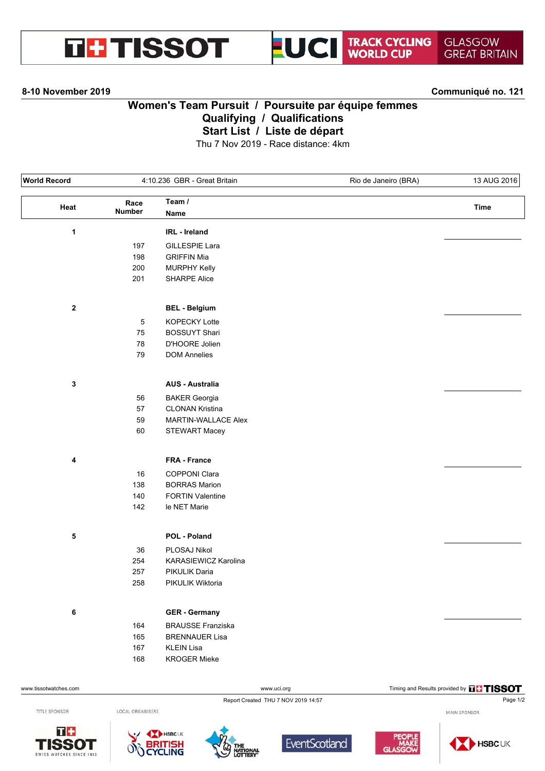**8-10 November 2019** — **Communiqué no. 121**

# Women's Team Pursuit / Poursuite par équipe femmes
## Qualifying / Qualifications
## Start List / Liste de départ

Thu 7 Nov 2019 - Race distance: 4km

| World Record | 4:10.236 GBR - Great Britain | Rio de Janeiro (BRA) | 13 AUG 2016 |
|---|---|---|---|

| Heat | Race Number | Team / Name | Time |
|---|---|---|---|
| 1 | | **IRL - Ireland** | |
| | 197 | GILLESPIE Lara | |
| | 198 | GRIFFIN Mia | |
| | 200 | MURPHY Kelly | |
| | 201 | SHARPE Alice | |
| 2 | | **BEL - Belgium** | |
| | 5 | KOPECKY Lotte | |
| | 75 | BOSSUYT Shari | |
| | 78 | D'HOORE Jolien | |
| | 79 | DOM Annelies | |
| 3 | | **AUS - Australia** | |
| | 56 | BAKER Georgia | |
| | 57 | CLONAN Kristina | |
| | 59 | MARTIN-WALLACE Alex | |
| | 60 | STEWART Macey | |
| 4 | | **FRA - France** | |
| | 16 | COPPONI Clara | |
| | 138 | BORRAS Marion | |
| | 140 | FORTIN Valentine | |
| | 142 | le NET Marie | |
| 5 | | **POL - Poland** | |
| | 36 | PLOSAJ Nikol | |
| | 254 | KARASIEWICZ Karolina | |
| | 257 | PIKULIK Daria | |
| | 258 | PIKULIK Wiktoria | |
| 6 | | **GER - Germany** | |
| | 164 | BRAUSSE Franziska | |
| | 165 | BRENNAUER Lisa | |
| | 167 | KLEIN Lisa | |
| | 168 | KROGER Mieke | |

Report Created THU 7 NOV 2019 14:57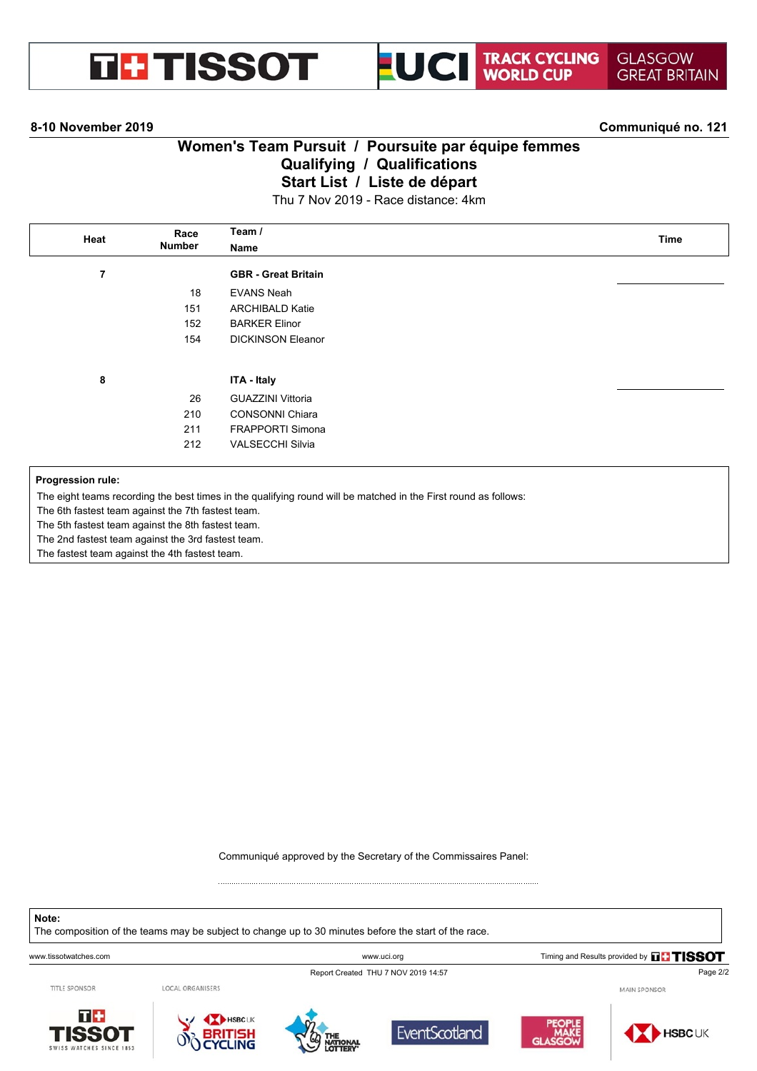**8-10 November 2019** — **Communiqué no. 121**

## Women's Team Pursuit / Poursuite par équipe femmes
## Qualifying / Qualifications
## Start List / Liste de départ

Thu 7 Nov 2019 - Race distance: 4km

| Heat | Race Number | Team / Name | Time |
|---|---|---|---|
| 7 | | **GBR - Great Britain** | |
| | 18 | EVANS Neah | |
| | 151 | ARCHIBALD Katie | |
| | 152 | BARKER Elinor | |
| | 154 | DICKINSON Eleanor | |
| 8 | | **ITA - Italy** | |
| | 26 | GUAZZINI Vittoria | |
| | 210 | CONSONNI Chiara | |
| | 211 | FRAPPORTI Simona | |
| | 212 | VALSECCHI Silvia | |

**Progression rule:**

The eight teams recording the best times in the qualifying round will be matched in the First round as follows:
The 6th fastest team against the 7th fastest team.
The 5th fastest team against the 8th fastest team.
The 2nd fastest team against the 3rd fastest team.
The fastest team against the 4th fastest team.

Communiqué approved by the Secretary of the Commissaires Panel:

..........................................................................................

**Note:**
The composition of the teams may be subject to change up to 30 minutes before the start of the race.

Report Created THU 7 NOV 2019 14:57